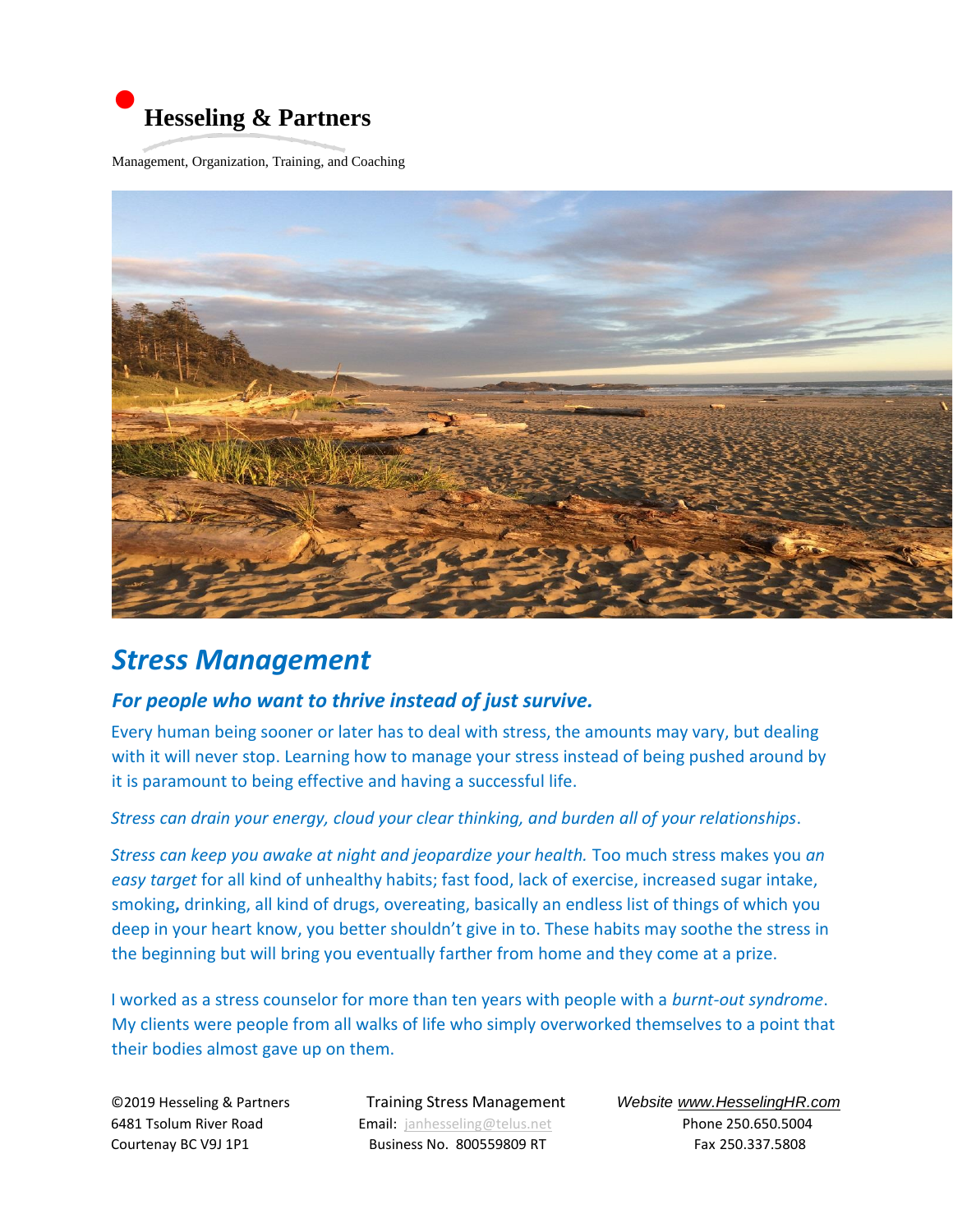**Hesseling & Partners**

Management, Organization, Training, and Coaching

# *Stress Management*

### *For people who want to thrive instead of just survive.*

Every human being sooner or later has to deal with stress, the amounts may vary, but dealing with it will never stop. Learning how to manage your stress instead of being pushed around by it is paramount to being effective and having a successful life.

*Stress can drain your energy, cloud your clear thinking, and burden all of your relationships*.

*Stress can keep you awake at night and jeopardize your health.* Too much stress makes you *an easy target* for all kind of unhealthy habits; fast food, lack of exercise, increased sugar intake, smoking**,** drinking, all kind of drugs, overeating, basically an endless list of things of which you deep in your heart know, you better shouldn't give in to. These habits may soothe the stress in the beginning but will bring you eventually farther from home and they come at a prize.

I worked as a stress counselor for more than ten years with people with a *burnt-out syndrome*. My clients were people from all walks of life who simply overworked themselves to a point that their bodies almost gave up on them.

©2019 Hesseling & Partners
6481 Tsolum River Road
Courtenay BC V9J 1P1

Training Stress Management
Email: janhesseling@telus.net
Business No. 800559809 RT

*Website www.HesselingHR.com*
Phone 250.650.5004
Fax 250.337.5808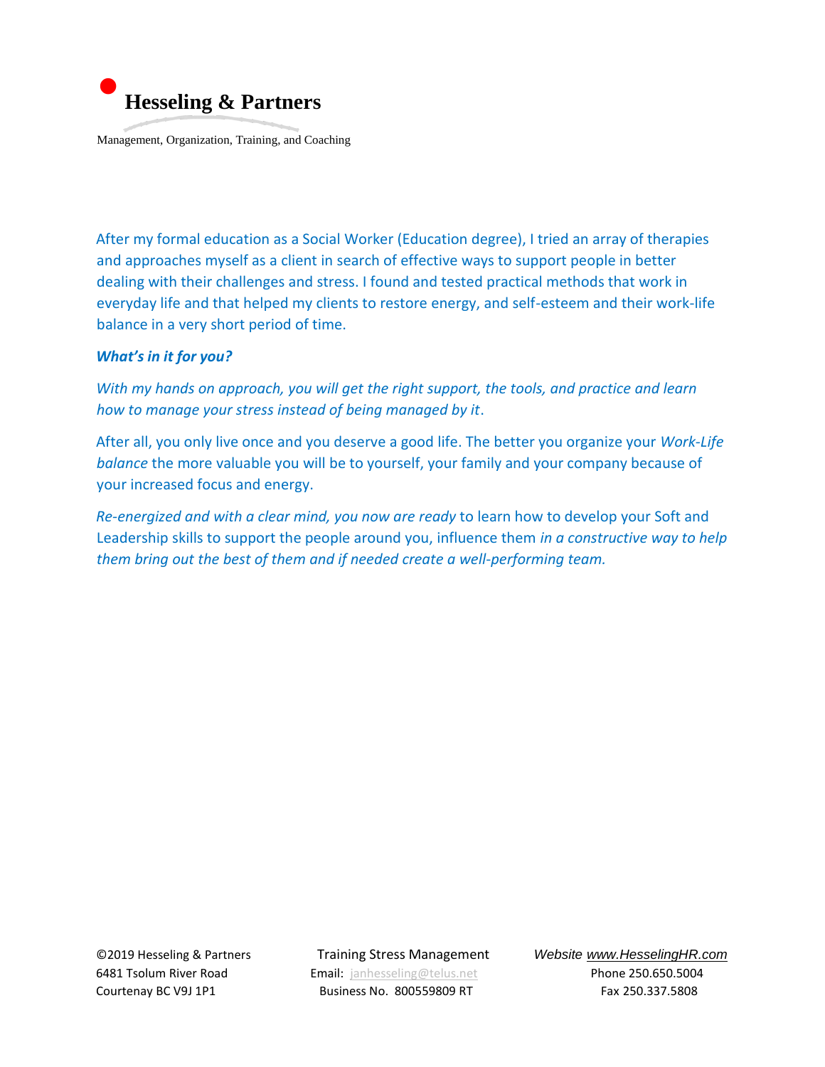**Hesseling & Partners**

Management, Organization, Training, and Coaching

After my formal education as a Social Worker (Education degree), I tried an array of therapies and approaches myself as a client in search of effective ways to support people in better dealing with their challenges and stress. I found and tested practical methods that work in everyday life and that helped my clients to restore energy, and self-esteem and their work-life balance in a very short period of time.

***What's in it for you?***

*With my hands on approach, you will get the right support, the tools, and practice and learn how to manage your stress instead of being managed by it*.

After all, you only live once and you deserve a good life. The better you organize your *Work-Life balance* the more valuable you will be to yourself, your family and your company because of your increased focus and energy.

*Re-energized and with a clear mind, you now are ready* to learn how to develop your Soft and Leadership skills to support the people around you, influence them *in a constructive way to help them bring out the best of them and if needed create a well-performing team.*